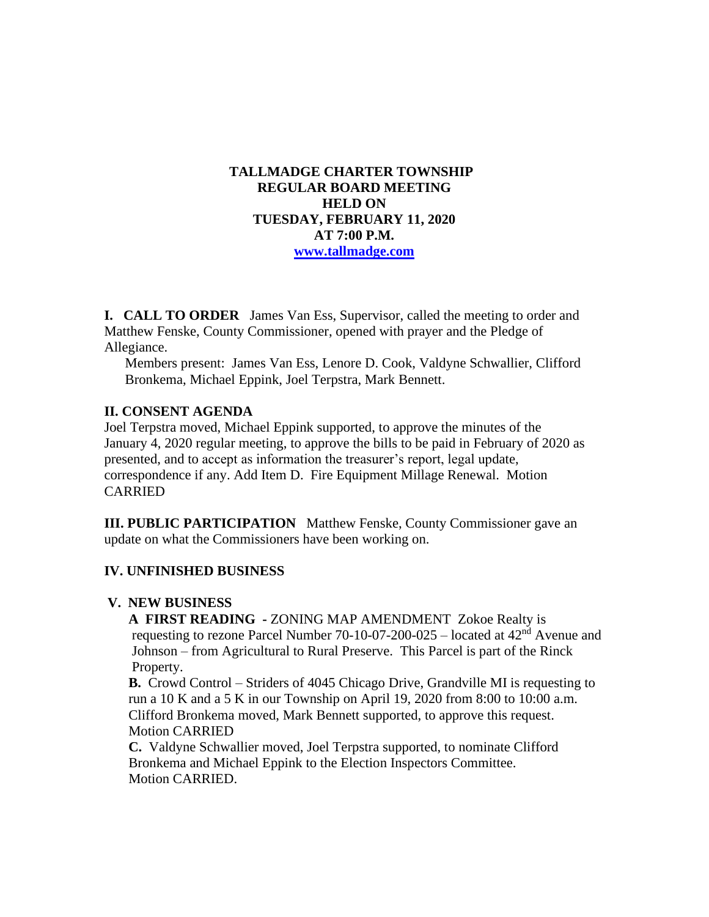# TALLMADGE CHARTER TOWNSHIP
## REGULAR BOARD MEETING
## HELD ON
## TUESDAY, FEBRUARY 11, 2020
## AT 7:00 P.M.
[www.tallmadge.com](http://www.tallmadge.com)

**I. CALL TO ORDER** James Van Ess, Supervisor, called the meeting to order and Matthew Fenske, County Commissioner, opened with prayer and the Pledge of Allegiance.

Members present: James Van Ess, Lenore D. Cook, Valdyne Schwallier, Clifford Bronkema, Michael Eppink, Joel Terpstra, Mark Bennett.

**II. CONSENT AGENDA**

Joel Terpstra moved, Michael Eppink supported, to approve the minutes of the January 4, 2020 regular meeting, to approve the bills to be paid in February of 2020 as presented, and to accept as information the treasurer's report, legal update, correspondence if any. Add Item D. Fire Equipment Millage Renewal. Motion CARRIED

**III. PUBLIC PARTICIPATION** Matthew Fenske, County Commissioner gave an update on what the Commissioners have been working on.

**IV. UNFINISHED BUSINESS**

**V. NEW BUSINESS**

**A FIRST READING -** ZONING MAP AMENDMENT Zokoe Realty is requesting to rezone Parcel Number 70-10-07-200-025 – located at 42nd Avenue and Johnson – from Agricultural to Rural Preserve. This Parcel is part of the Rinck Property.

**B.** Crowd Control – Striders of 4045 Chicago Drive, Grandville MI is requesting to run a 10 K and a 5 K in our Township on April 19, 2020 from 8:00 to 10:00 a.m. Clifford Bronkema moved, Mark Bennett supported, to approve this request. Motion CARRIED

**C.** Valdyne Schwallier moved, Joel Terpstra supported, to nominate Clifford Bronkema and Michael Eppink to the Election Inspectors Committee. Motion CARRIED.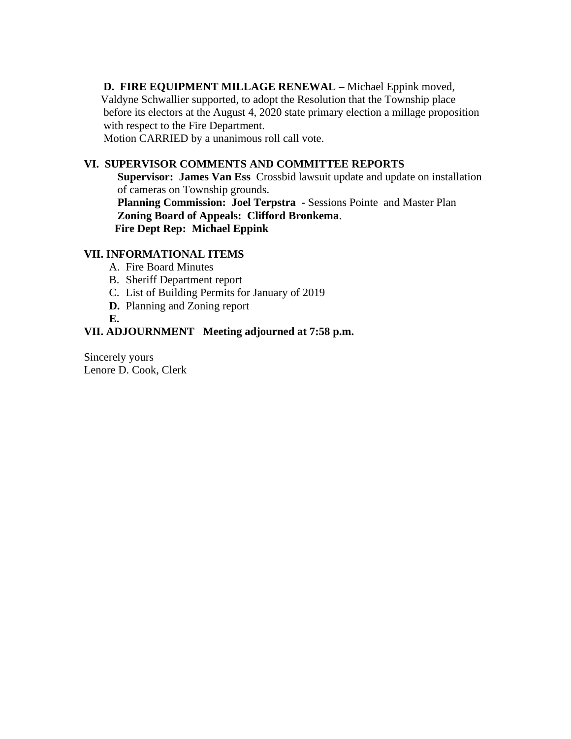**D. FIRE EQUIPMENT MILLAGE RENEWAL –** Michael Eppink moved, Valdyne Schwallier supported, to adopt the Resolution that the Township place before its electors at the August 4, 2020 state primary election a millage proposition with respect to the Fire Department.
Motion CARRIED by a unanimous roll call vote.

## VI. SUPERVISOR COMMENTS AND COMMITTEE REPORTS

**Supervisor: James Van Ess** Crossbid lawsuit update and update on installation of cameras on Township grounds.
**Planning Commission: Joel Terpstra** - Sessions Pointe and Master Plan
**Zoning Board of Appeals: Clifford Bronkema**.
**Fire Dept Rep: Michael Eppink**

## VII. INFORMATIONAL ITEMS

A. Fire Board Minutes
B. Sheriff Department report
C. List of Building Permits for January of 2019
**D.** Planning and Zoning report
**E.**

## VII. ADJOURNMENT Meeting adjourned at 7:58 p.m.

Sincerely yours
Lenore D. Cook, Clerk